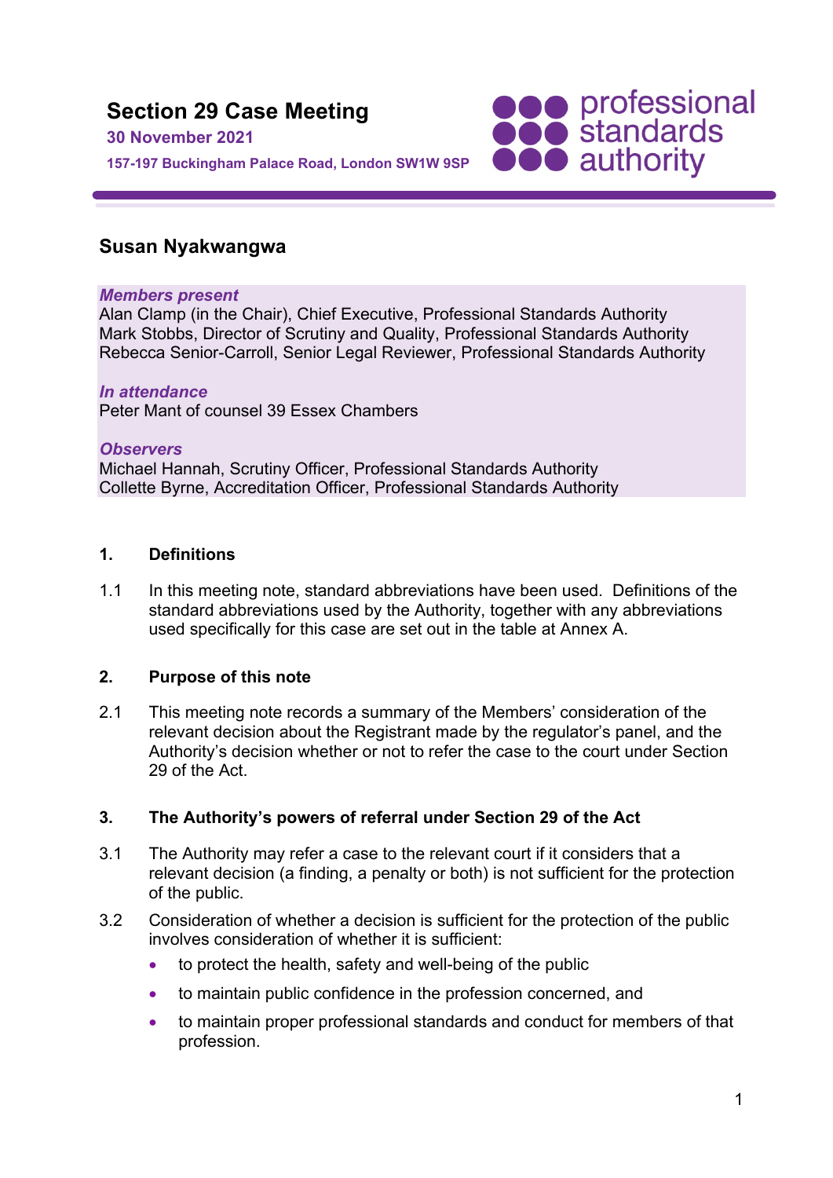# Section 29 Case Meeting

**30 November 2021**

**157-197 Buckingham Palace Road, London SW1W 9SP**

professional standards authority

## Susan Nyakwangwa

***Members present***

Alan Clamp (in the Chair), Chief Executive, Professional Standards Authority
Mark Stobbs, Director of Scrutiny and Quality, Professional Standards Authority
Rebecca Senior-Carroll, Senior Legal Reviewer, Professional Standards Authority

***In attendance***

Peter Mant of counsel 39 Essex Chambers

***Observers***

Michael Hannah, Scrutiny Officer, Professional Standards Authority
Collette Byrne, Accreditation Officer, Professional Standards Authority

### 1. Definitions

1.1 In this meeting note, standard abbreviations have been used. Definitions of the standard abbreviations used by the Authority, together with any abbreviations used specifically for this case are set out in the table at Annex A.

### 2. Purpose of this note

2.1 This meeting note records a summary of the Members' consideration of the relevant decision about the Registrant made by the regulator's panel, and the Authority's decision whether or not to refer the case to the court under Section 29 of the Act.

### 3. The Authority's powers of referral under Section 29 of the Act

3.1 The Authority may refer a case to the relevant court if it considers that a relevant decision (a finding, a penalty or both) is not sufficient for the protection of the public.

3.2 Consideration of whether a decision is sufficient for the protection of the public involves consideration of whether it is sufficient:

- to protect the health, safety and well-being of the public
- to maintain public confidence in the profession concerned, and
- to maintain proper professional standards and conduct for members of that profession.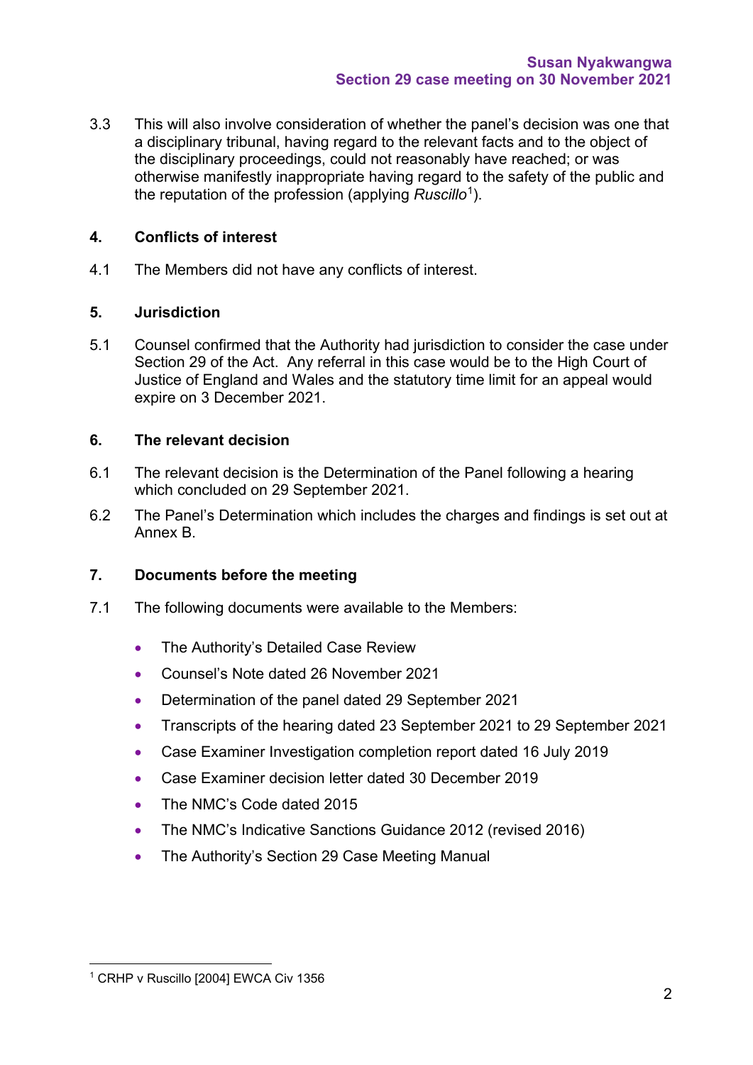3.3 This will also consider whether the panel's decision was one that a disciplinary tribunal, having regard to the relevant facts and to the object of the disciplinary proceedings, could not reasonably have reached; or was otherwise manifestly inappropriate having regard to the safety of the public and the reputation of the profession (applying *Ruscillo*[1]).

## 4. Conflicts of interest

4.1 The Members did not have any conflicts of interest.

## 5. Jurisdiction

5.1 Counsel confirmed that the Authority had jurisdiction to consider the case under Section 29 of the Act. Any referral in this case would be to the High Court of Justice of England and Wales and the statutory time limit for an appeal would expire on 3 December 2021.

## 6. The relevant decision

6.1 The relevant decision is the Determination of the Panel following a hearing which concluded on 29 September 2021.

6.2 The Panel's Determination which includes the charges and findings is set out at Annex B.

## 7. Documents before the meeting

7.1 The following documents were available to the Members:

- The Authority's Detailed Case Review
- Counsel's Note dated 26 November 2021
- Determination of the panel dated 29 September 2021
- Transcripts of the hearing dated 23 September 2021 to 29 September 2021
- Case Examiner Investigation completion report dated 16 July 2019
- Case Examiner decision letter dated 30 December 2019
- The NMC's Code dated 2015
- The NMC's Indicative Sanctions Guidance 2012 (revised 2016)
- The Authority's Section 29 Case Meeting Manual

[1] CRHP v Ruscillo [2004] EWCA Civ 1356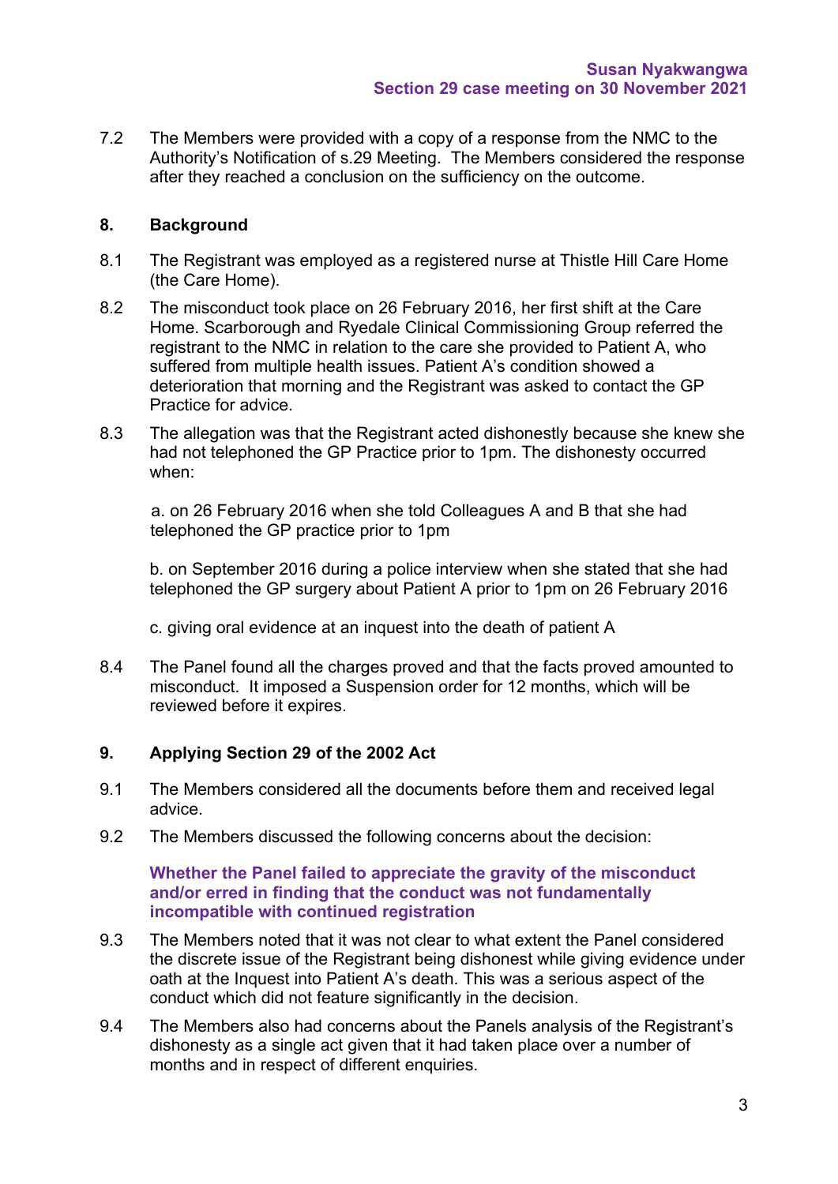7.2 The Members were provided with a copy of a response from the NMC to the Authority's Notification of s.29 Meeting. The Members considered the response after they reached a conclusion on the sufficiency on the outcome.

## 8. Background

8.1 The Registrant was employed as a registered nurse at Thistle Hill Care Home (the Care Home).

8.2 The misconduct took place on 26 February 2016, her first shift at the Care Home. Scarborough and Ryedale Clinical Commissioning Group referred the registrant to the NMC in relation to the care she provided to Patient A, who suffered from multiple health issues. Patient A's condition showed a deterioration that morning and the Registrant was asked to contact the GP Practice for advice.

8.3 The allegation was that the Registrant acted dishonestly because she knew she had not telephoned the GP Practice prior to 1pm. The dishonesty occurred when:

a. on 26 February 2016 when she told Colleagues A and B that she had telephoned the GP practice prior to 1pm

b. on September 2016 during a police interview when she stated that she had telephoned the GP surgery about Patient A prior to 1pm on 26 February 2016

c. giving oral evidence at an inquest into the death of patient A

8.4 The Panel found all the charges proved and that the facts proved amounted to misconduct. It imposed a Suspension order for 12 months, which will be reviewed before it expires.

## 9. Applying Section 29 of the 2002 Act

9.1 The Members considered all the documents before them and received legal advice.

9.2 The Members discussed the following concerns about the decision:

**Whether the Panel failed to appreciate the gravity of the misconduct and/or erred in finding that the conduct was not fundamentally incompatible with continued registration**

9.3 The Members noted that it was not clear to what extent the Panel considered the discrete issue of the Registrant being dishonest while giving evidence under oath at the Inquest into Patient A's death. This was a serious aspect of the conduct which did not feature significantly in the decision.

9.4 The Members also had concerns about the Panels analysis of the Registrant's dishonesty as a single act given that it had taken place over a number of months and in respect of different enquiries.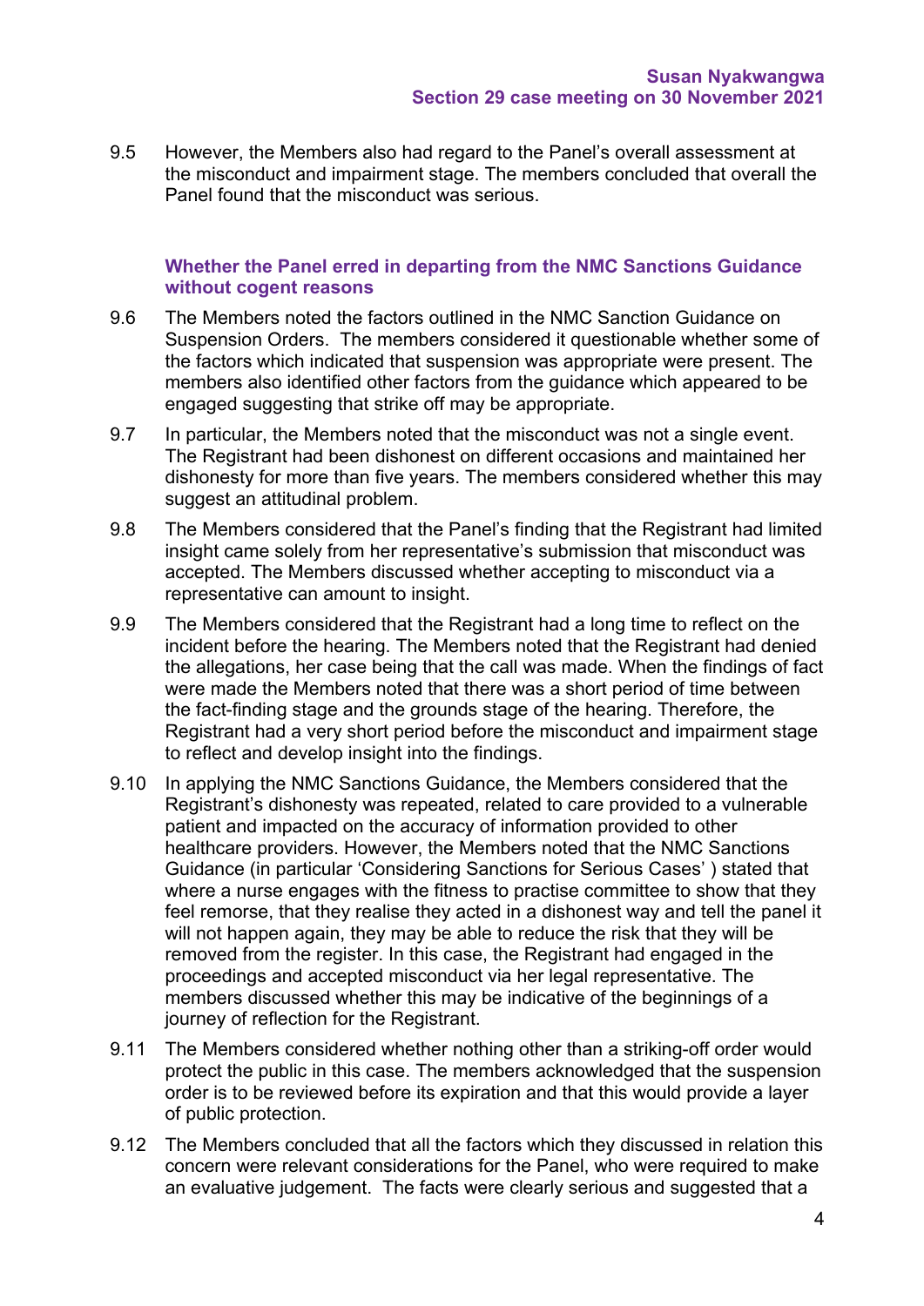9.5 However, the Members also had regard to the Panel's overall assessment at the misconduct and impairment stage. The members concluded that overall the Panel found that the misconduct was serious.

### Whether the Panel erred in departing from the NMC Sanctions Guidance without cogent reasons

9.6 The Members noted the factors outlined in the NMC Sanction Guidance on Suspension Orders. The members considered it questionable whether some of the factors which indicated that suspension was appropriate were present. The members also identified other factors from the guidance which appeared to be engaged suggesting that strike off may be appropriate.

9.7 In particular, the Members noted that the misconduct was not a single event. The Registrant had been dishonest on different occasions and maintained her dishonesty for more than five years. The members considered whether this may suggest an attitudinal problem.

9.8 The Members considered that the Panel's finding that the Registrant had limited insight came solely from her representative's submission that misconduct was accepted. The Members discussed whether accepting to misconduct via a representative can amount to insight.

9.9 The Members considered that the Registrant had a long time to reflect on the incident before the hearing. The Members noted that the Registrant had denied the allegations, her case being that the call was made. When the findings of fact were made the Members noted that there was a short period of time between the fact-finding stage and the grounds stage of the hearing. Therefore, the Registrant had a very short period before the misconduct and impairment stage to reflect and develop insight into the findings.

9.10 In applying the NMC Sanctions Guidance, the Members considered that the Registrant's dishonesty was repeated, related to care provided to a vulnerable patient and impacted on the accuracy of information provided to other healthcare providers. However, the Members noted that the NMC Sanctions Guidance (in particular 'Considering Sanctions for Serious Cases' ) stated that where a nurse engages with the fitness to practise committee to show that they feel remorse, that they realise they acted in a dishonest way and tell the panel it will not happen again, they may be able to reduce the risk that they will be removed from the register. In this case, the Registrant had engaged in the proceedings and accepted misconduct via her legal representative. The members discussed whether this may be indicative of the beginnings of a journey of reflection for the Registrant.

9.11 The Members considered whether nothing other than a striking-off order would protect the public in this case. The members acknowledged that the suspension order is to be reviewed before its expiration and that this would provide a layer of public protection.

9.12 The Members concluded that all the factors which they discussed in relation this concern were relevant considerations for the Panel, who were required to make an evaluative judgement. The facts were clearly serious and suggested that a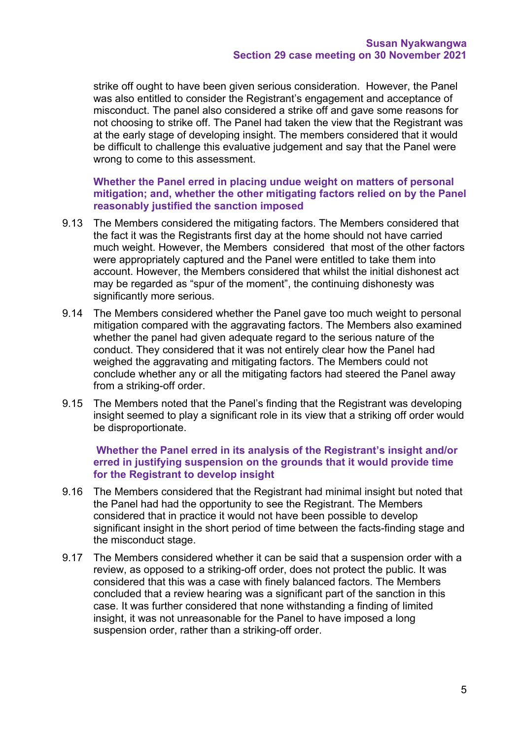strike off ought to have been given serious consideration. However, the Panel was also entitled to consider the Registrant's engagement and acceptance of misconduct. The panel also considered a strike off and gave some reasons for not choosing to strike off. The Panel had taken the view that the Registrant was at the early stage of developing insight. The members considered that it would be difficult to challenge this evaluative judgement and say that the Panel were wrong to come to this assessment.

### Whether the Panel erred in placing undue weight on matters of personal mitigation; and, whether the other mitigating factors relied on by the Panel reasonably justified the sanction imposed

9.13 The Members considered the mitigating factors. The Members considered that the fact it was the Registrants first day at the home should not have carried much weight. However, the Members considered that most of the other factors were appropriately captured and the Panel were entitled to take them into account. However, the Members considered that whilst the initial dishonest act may be regarded as "spur of the moment", the continuing dishonesty was significantly more serious.

9.14 The Members considered whether the Panel gave too much weight to personal mitigation compared with the aggravating factors. The Members also examined whether the panel had given adequate regard to the serious nature of the conduct. They considered that it was not entirely clear how the Panel had weighed the aggravating and mitigating factors. The Members could not conclude whether any or all the mitigating factors had steered the Panel away from a striking-off order.

9.15 The Members noted that the Panel's finding that the Registrant was developing insight seemed to play a significant role in its view that a striking off order would be disproportionate.

### Whether the Panel erred in its analysis of the Registrant's insight and/or erred in justifying suspension on the grounds that it would provide time for the Registrant to develop insight

9.16 The Members considered that the Registrant had minimal insight but noted that the Panel had had the opportunity to see the Registrant. The Members considered that in practice it would not have been possible to develop significant insight in the short period of time between the facts-finding stage and the misconduct stage.

9.17 The Members considered whether it can be said that a suspension order with a review, as opposed to a striking-off order, does not protect the public. It was considered that this was a case with finely balanced factors. The Members concluded that a review hearing was a significant part of the sanction in this case. It was further considered that none withstanding a finding of limited insight, it was not unreasonable for the Panel to have imposed a long suspension order, rather than a striking-off order.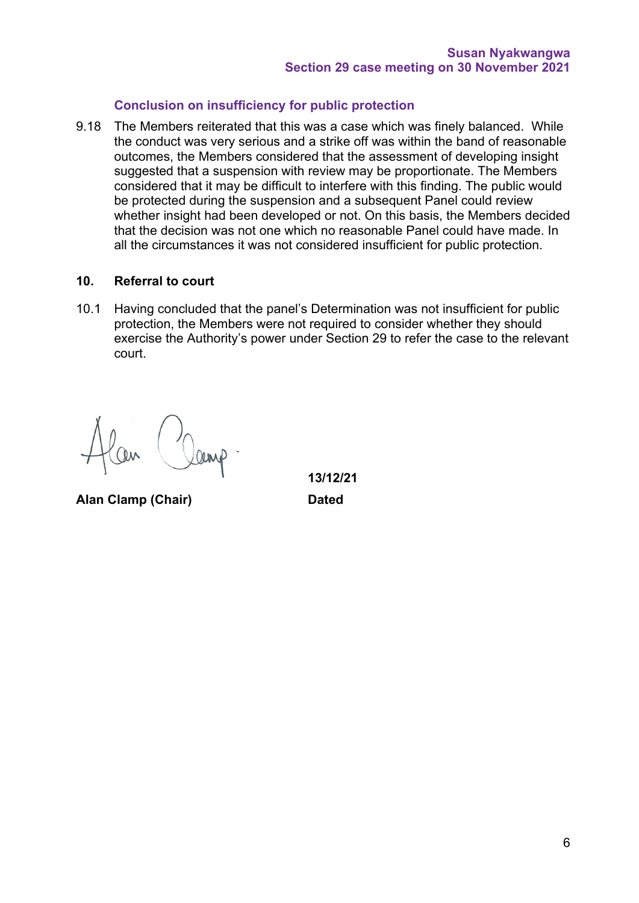### Conclusion on insufficiency for public protection

9.18 The Members reiterated that this was a case which was finely balanced. While the conduct was very serious and a strike off was within the band of reasonable outcomes, the Members considered that the assessment of developing insight suggested that a suspension with review may be proportionate. The Members considered that it may be difficult to interfere with this finding. The public would be protected during the suspension and a subsequent Panel could review whether insight had been developed or not. On this basis, the Members decided that the decision was not one which no reasonable Panel could have made. In all the circumstances it was not considered insufficient for public protection.

## 10. Referral to court

10.1 Having concluded that the panel's Determination was not insufficient for public protection, the Members were not required to consider whether they should exercise the Authority's power under Section 29 to refer the case to the relevant court.

| | |
|---|---|
| | **13/12/21** |
| **Alan Clamp (Chair)** | **Dated** |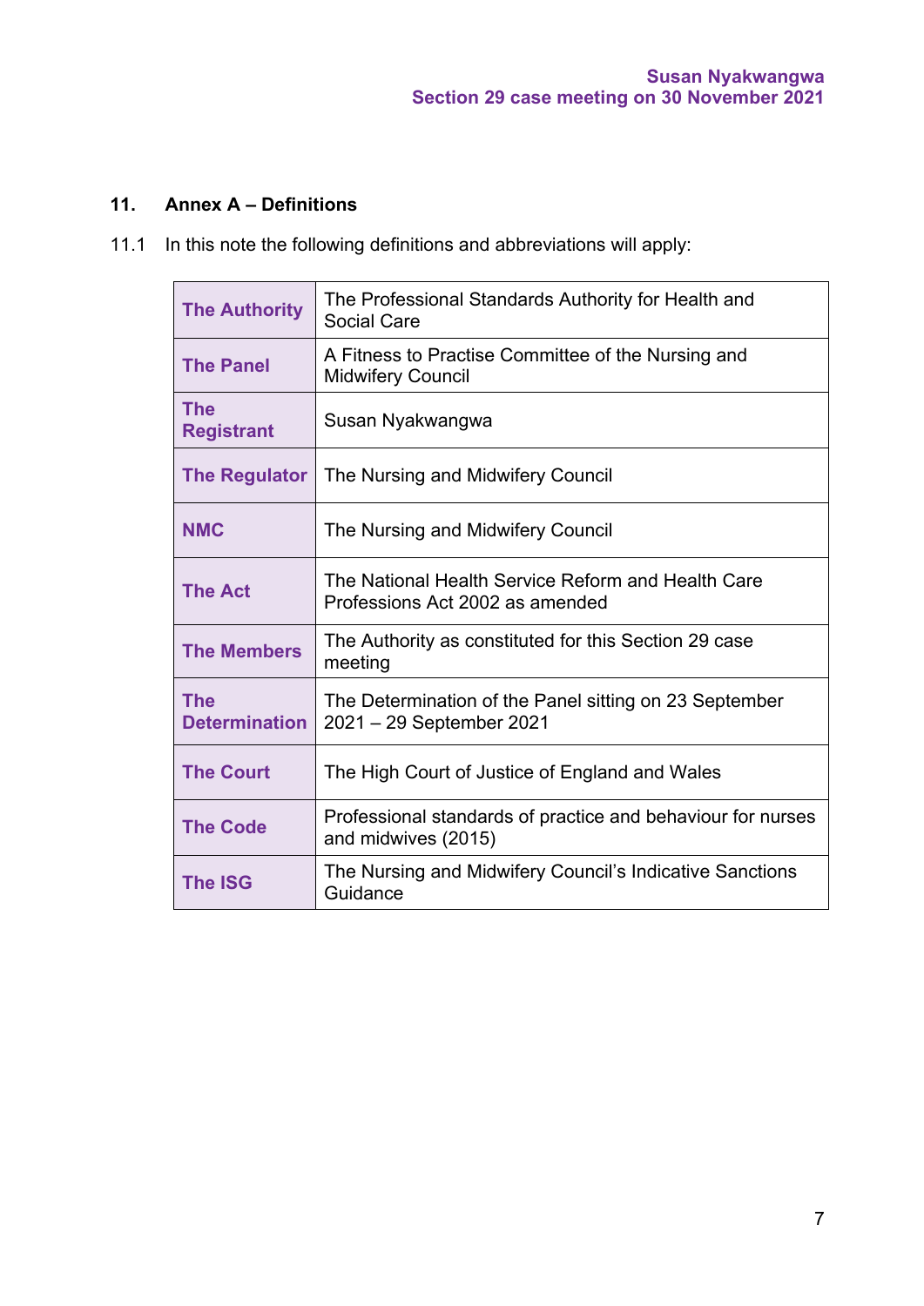## 11. Annex A – Definitions

11.1 In this note the following definitions and abbreviations will apply:

| | |
|---|---|
| **The Authority** | The Professional Standards Authority for Health and Social Care |
| **The Panel** | A Fitness to Practise Committee of the Nursing and Midwifery Council |
| **The Registrant** | Susan Nyakwangwa |
| **The Regulator** | The Nursing and Midwifery Council |
| **NMC** | The Nursing and Midwifery Council |
| **The Act** | The National Health Service Reform and Health Care Professions Act 2002 as amended |
| **The Members** | The Authority as constituted for this Section 29 case meeting |
| **The Determination** | The Determination of the Panel sitting on 23 September 2021 – 29 September 2021 |
| **The Court** | The High Court of Justice of England and Wales |
| **The Code** | Professional standards of practice and behaviour for nurses and midwives (2015) |
| **The ISG** | The Nursing and Midwifery Council's Indicative Sanctions Guidance |